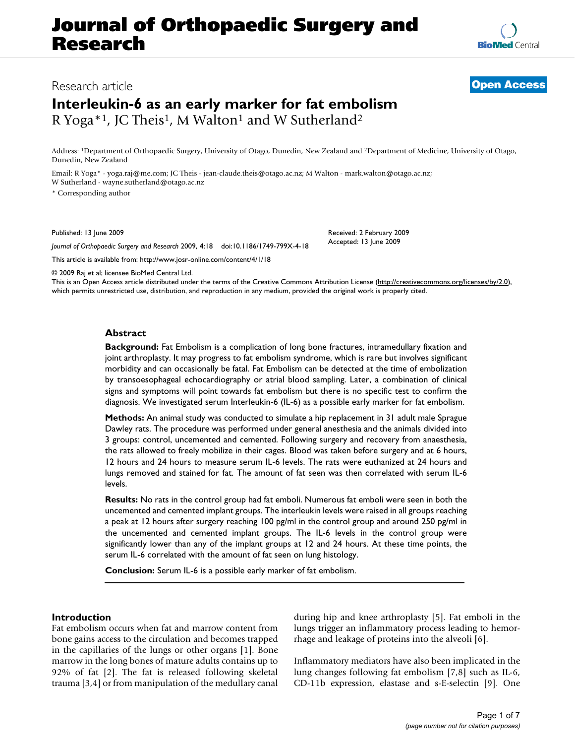# Interleukin-6 as an early marker for fat embolism

Research article

R Yoga*[1], JC Theis[1], M Walton[1] and W Sutherland[2]

Address: [1]Department of Orthopaedic Surgery, University of Otago, Dunedin, New Zealand and [2]Department of Medicine, University of Otago, Dunedin, New Zealand

Email: R Yoga* - yoga.raj@me.com; JC Theis - jean-claude.theis@otago.ac.nz; M Walton - mark.walton@otago.ac.nz; W Sutherland - wayne.sutherland@otago.ac.nz

* Corresponding author

Published: 13 June 2009

*Journal of Orthopaedic Surgery and Research* 2009, **4**:18 doi:10.1186/1749-799X-4-18

Received: 2 February 2009
Accepted: 13 June 2009

This article is available from: http://www.josr-online.com/content/4/1/18

© 2009 Raj et al; licensee BioMed Central Ltd.

This is an Open Access article distributed under the terms of the Creative Commons Attribution License (http://creativecommons.org/licenses/by/2.0), which permits unrestricted use, distribution, and reproduction in any medium, provided the original work is properly cited.

## Abstract

**Background:** Fat Embolism is a complication of long bone fractures, intramedullary fixation and joint arthroplasty. It may progress to fat embolism syndrome, which is rare but involves significant morbidity and can occasionally be fatal. Fat Embolism can be detected at the time of embolization by transoesophageal echocardiography or atrial blood sampling. Later, a combination of clinical signs and symptoms will point towards fat embolism but there is no specific test to confirm the diagnosis. We investigated serum Interleukin-6 (IL-6) as a possible early marker for fat embolism.

**Methods:** An animal study was conducted to simulate a hip replacement in 31 adult male Sprague Dawley rats. The procedure was performed under general anesthesia and the animals divided into 3 groups: control, uncemented and cemented. Following surgery and recovery from anaesthesia, the rats allowed to freely mobilize in their cages. Blood was taken before surgery and at 6 hours, 12 hours and 24 hours to measure serum IL-6 levels. The rats were euthanized at 24 hours and lungs removed and stained for fat. The amount of fat seen was then correlated with serum IL-6 levels.

**Results:** No rats in the control group had fat emboli. Numerous fat emboli were seen in both the uncemented and cemented implant groups. The interleukin levels were raised in all groups reaching a peak at 12 hours after surgery reaching 100 pg/ml in the control group and around 250 pg/ml in the uncemented and cemented implant groups. The IL-6 levels in the control group were significantly lower than any of the implant groups at 12 and 24 hours. At these time points, the serum IL-6 correlated with the amount of fat seen on lung histology.

**Conclusion:** Serum IL-6 is a possible early marker of fat embolism.

## Introduction

Fat embolism occurs when fat and marrow content from bone gains access to the circulation and becomes trapped in the capillaries of the lungs or other organs [1]. Bone marrow in the long bones of mature adults contains up to 92% of fat [2]. The fat is released following skeletal trauma [3,4] or from manipulation of the medullary canal during hip and knee arthroplasty [5]. Fat emboli in the lungs trigger an inflammatory process leading to hemorrhage and leakage of proteins into the alveoli [6].

Inflammatory mediators have also been implicated in the lung changes following fat embolism [7,8] such as IL-6, CD-11b expression, elastase and s-E-selectin [9]. One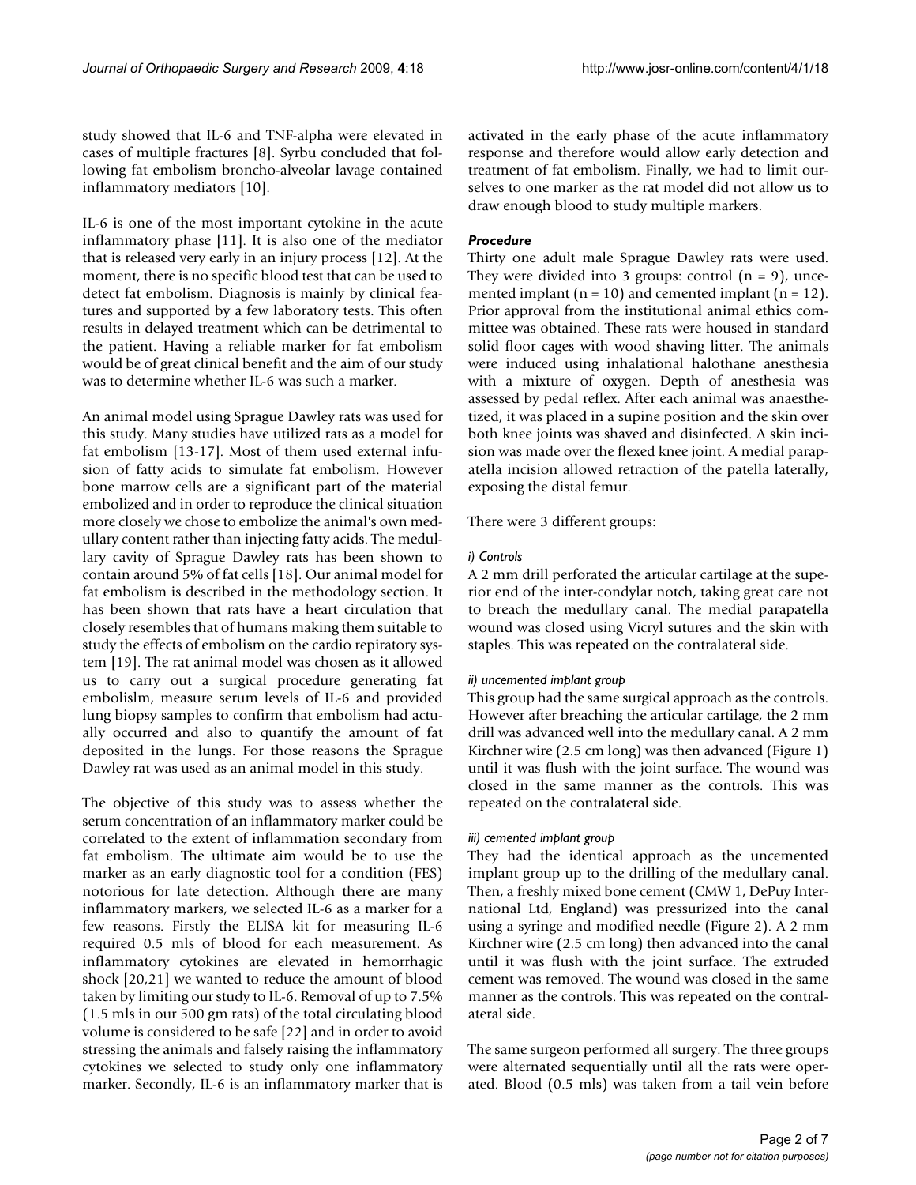study showed that IL-6 and TNF-alpha were elevated in cases of multiple fractures [8]. Syrbu concluded that following fat embolism broncho-alveolar lavage contained inflammatory mediators [10].

IL-6 is one of the most important cytokine in the acute inflammatory phase [11]. It is also one of the mediator that is released very early in an injury process [12]. At the moment, there is no specific blood test that can be used to detect fat embolism. Diagnosis is mainly by clinical features and supported by a few laboratory tests. This often results in delayed treatment which can be detrimental to the patient. Having a reliable marker for fat embolism would be of great clinical benefit and the aim of our study was to determine whether IL-6 was such a marker.

An animal model using Sprague Dawley rats was used for this study. Many studies have utilized rats as a model for fat embolism [13-17]. Most of them used external infusion of fatty acids to simulate fat embolism. However bone marrow cells are a significant part of the material embolized and in order to reproduce the clinical situation more closely we chose to embolize the animal's own medullary content rather than injecting fatty acids. The medullary cavity of Sprague Dawley rats has been shown to contain around 5% of fat cells [18]. Our animal model for fat embolism is described in the methodology section. It has been shown that rats have a heart circulation that closely resembles that of humans making them suitable to study the effects of embolism on the cardio repiratory system [19]. The rat animal model was chosen as it allowed us to carry out a surgical procedure generating fat embolislm, measure serum levels of IL-6 and provided lung biopsy samples to confirm that embolism had actually occurred and also to quantify the amount of fat deposited in the lungs. For those reasons the Sprague Dawley rat was used as an animal model in this study.

The objective of this study was to assess whether the serum concentration of an inflammatory marker could be correlated to the extent of inflammation secondary from fat embolism. The ultimate aim would be to use the marker as an early diagnostic tool for a condition (FES) notorious for late detection. Although there are many inflammatory markers, we selected IL-6 as a marker for a few reasons. Firstly the ELISA kit for measuring IL-6 required 0.5 mls of blood for each measurement. As inflammatory cytokines are elevated in hemorrhagic shock [20,21] we wanted to reduce the amount of blood taken by limiting our study to IL-6. Removal of up to 7.5% (1.5 mls in our 500 gm rats) of the total circulating blood volume is considered to be safe [22] and in order to avoid stressing the animals and falsely raising the inflammatory cytokines we selected to study only one inflammatory marker. Secondly, IL-6 is an inflammatory marker that is activated in the early phase of the acute inflammatory response and therefore would allow early detection and treatment of fat embolism. Finally, we had to limit ourselves to one marker as the rat model did not allow us to draw enough blood to study multiple markers.

### *Procedure*

Thirty one adult male Sprague Dawley rats were used. They were divided into 3 groups: control (n = 9), uncemented implant (n = 10) and cemented implant (n = 12). Prior approval from the institutional animal ethics committee was obtained. These rats were housed in standard solid floor cages with wood shaving litter. The animals were induced using inhalational halothane anesthesia with a mixture of oxygen. Depth of anesthesia was assessed by pedal reflex. After each animal was anaesthetized, it was placed in a supine position and the skin over both knee joints was shaved and disinfected. A skin incision was made over the flexed knee joint. A medial parapatella incision allowed retraction of the patella laterally, exposing the distal femur.

There were 3 different groups:

#### *i) Controls*

A 2 mm drill perforated the articular cartilage at the superior end of the inter-condylar notch, taking great care not to breach the medullary canal. The medial parapatella wound was closed using Vicryl sutures and the skin with staples. This was repeated on the contralateral side.

#### *ii) uncemented implant group*

This group had the same surgical approach as the controls. However after breaching the articular cartilage, the 2 mm drill was advanced well into the medullary canal. A 2 mm Kirchner wire (2.5 cm long) was then advanced (Figure 1) until it was flush with the joint surface. The wound was closed in the same manner as the controls. This was repeated on the contralateral side.

#### *iii) cemented implant group*

They had the identical approach as the uncemented implant group up to the drilling of the medullary canal. Then, a freshly mixed bone cement (CMW 1, DePuy International Ltd, England) was pressurized into the canal using a syringe and modified needle (Figure 2). A 2 mm Kirchner wire (2.5 cm long) then advanced into the canal until it was flush with the joint surface. The extruded cement was removed. The wound was closed in the same manner as the controls. This was repeated on the contralateral side.

The same surgeon performed all surgery. The three groups were alternated sequentially until all the rats were operated. Blood (0.5 mls) was taken from a tail vein before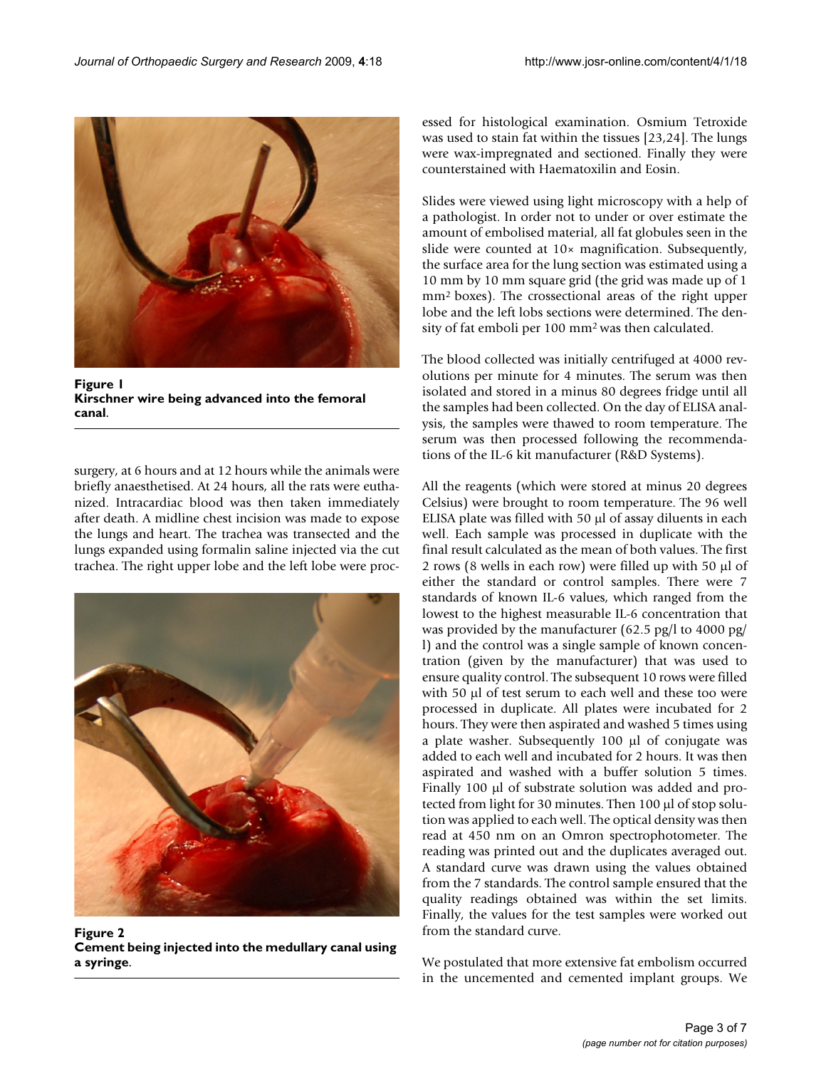**Figure 1**
**Kirschner wire being advanced into the femoral canal**.

surgery, at 6 hours and at 12 hours while the animals were briefly anaesthetised. At 24 hours, all the rats were euthanized. Intracardiac blood was then taken immediately after death. A midline chest incision was made to expose the lungs and heart. The trachea was transected and the lungs expanded using formalin saline injected via the cut trachea. The right upper lobe and the left lobe were processed for histological examination. Osmium Tetroxide was used to stain fat within the tissues [23,24]. The lungs were wax-impregnated and sectioned. Finally they were counterstained with Haematoxilin and Eosin.

**Figure 2**
**Cement being injected into the medullary canal using a syringe**.

Slides were viewed using light microscopy with a help of a pathologist. In order not to under or over estimate the amount of embolised material, all fat globules seen in the slide were counted at 10× magnification. Subsequently, the surface area for the lung section was estimated using a 10 mm by 10 mm square grid (the grid was made up of 1 $mm^2$ boxes). The crossectional areas of the right upper lobe and the left lobs sections were determined. The density of fat emboli per 100 $mm^2$ was then calculated.

The blood collected was initially centrifuged at 4000 revolutions per minute for 4 minutes. The serum was then isolated and stored in a minus 80 degrees fridge until all the samples had been collected. On the day of ELISA analysis, the samples were thawed to room temperature. The serum was then processed following the recommendations of the IL-6 kit manufacturer (R&D Systems).

All the reagents (which were stored at minus 20 degrees Celsius) were brought to room temperature. The 96 well ELISA plate was filled with 50 μl of assay diluents in each well. Each sample was processed in duplicate with the final result calculated as the mean of both values. The first 2 rows (8 wells in each row) were filled up with 50 μl of either the standard or control samples. There were 7 standards of known IL-6 values, which ranged from the lowest to the highest measurable IL-6 concentration that was provided by the manufacturer (62.5 pg/l to 4000 pg/l) and the control was a single sample of known concentration (given by the manufacturer) that was used to ensure quality control. The subsequent 10 rows were filled with 50 μl of test serum to each well and these too were processed in duplicate. All plates were incubated for 2 hours. They were then aspirated and washed 5 times using a plate washer. Subsequently 100 μl of conjugate was added to each well and incubated for 2 hours. It was then aspirated and washed with a buffer solution 5 times. Finally 100 μl of substrate solution was added and protected from light for 30 minutes. Then 100 μl of stop solution was applied to each well. The optical density was then read at 450 nm on an Omron spectrophotometer. The reading was printed out and the duplicates averaged out. A standard curve was drawn using the values obtained from the 7 standards. The control sample ensured that the quality readings obtained was within the set limits. Finally, the values for the test samples were worked out from the standard curve.

We postulated that more extensive fat embolism occurred in the uncemented and cemented implant groups. We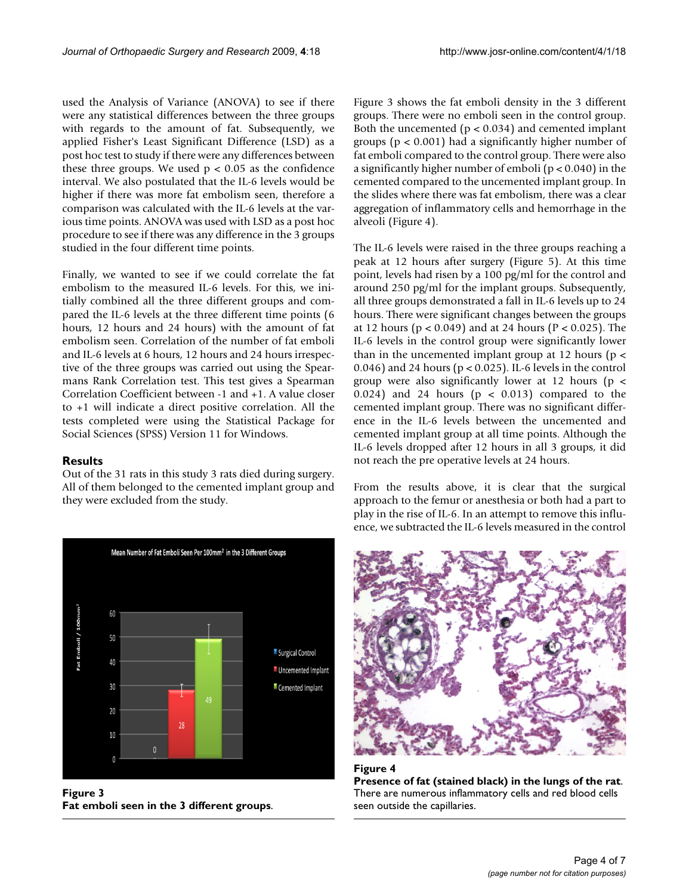used the Analysis of Variance (ANOVA) to see if there were any statistical differences between the three groups with regards to the amount of fat. Subsequently, we applied Fisher's Least Significant Difference (LSD) as a post hoc test to study if there were any differences between these three groups. We used $p < 0.05$ as the confidence interval. We also postulated that the IL-6 levels would be higher if there was more fat embolism seen, therefore a comparison was calculated with the IL-6 levels at the various time points. ANOVA was used with LSD as a post hoc procedure to see if there was any difference in the 3 groups studied in the four different time points.

Finally, we wanted to see if we could correlate the fat embolism to the measured IL-6 levels. For this, we initially combined all the three different groups and compared the IL-6 levels at the three different time points (6 hours, 12 hours and 24 hours) with the amount of fat embolism seen. Correlation of the number of fat emboli and IL-6 levels at 6 hours, 12 hours and 24 hours irrespective of the three groups was carried out using the Spearmans Rank Correlation test. This test gives a Spearman Correlation Coefficient between -1 and +1. A value closer to +1 will indicate a direct positive correlation. All the tests completed were using the Statistical Package for Social Sciences (SPSS) Version 11 for Windows.

## Results

Out of the 31 rats in this study 3 rats died during surgery. All of them belonged to the cemented implant group and they were excluded from the study.

Figure 3 shows the fat emboli density in the 3 different groups. There were no emboli seen in the control group. Both the uncemented ($p < 0.034$) and cemented implant groups ($p < 0.001$) had a significantly higher number of fat emboli compared to the control group. There were also a significantly higher number of emboli ($p < 0.040$) in the cemented compared to the uncemented implant group. In the slides where there was fat embolism, there was a clear aggregation of inflammatory cells and hemorrhage in the alveoli (Figure 4).

The IL-6 levels were raised in the three groups reaching a peak at 12 hours after surgery (Figure 5). At this time point, levels had risen by a 100 pg/ml for the control and around 250 pg/ml for the implant groups. Subsequently, all three groups demonstrated a fall in IL-6 levels up to 24 hours. There were significant changes between the groups at 12 hours ($p < 0.049$) and at 24 hours ($P < 0.025$). The IL-6 levels in the control group were significantly lower than in the uncemented implant group at 12 hours ($p < 0.046$) and 24 hours ($p < 0.025$). IL-6 levels in the control group were also significantly lower at 12 hours ($p < 0.024$) and 24 hours ($p < 0.013$) compared to the cemented implant group. There was no significant difference in the IL-6 levels between the uncemented and cemented implant group at all time points. Although the IL-6 levels dropped after 12 hours in all 3 groups, it did not reach the pre operative levels at 24 hours.

From the results above, it is clear that the surgical approach to the femur or anesthesia or both had a part to play in the rise of IL-6. In an attempt to remove this influence, we subtracted the IL-6 levels measured in the control

**Figure 3**
**Fat emboli seen in the 3 different groups**.

**Figure 4**
**Presence of fat (stained black) in the lungs of the rat**. There are numerous inflammatory cells and red blood cells seen outside the capillaries.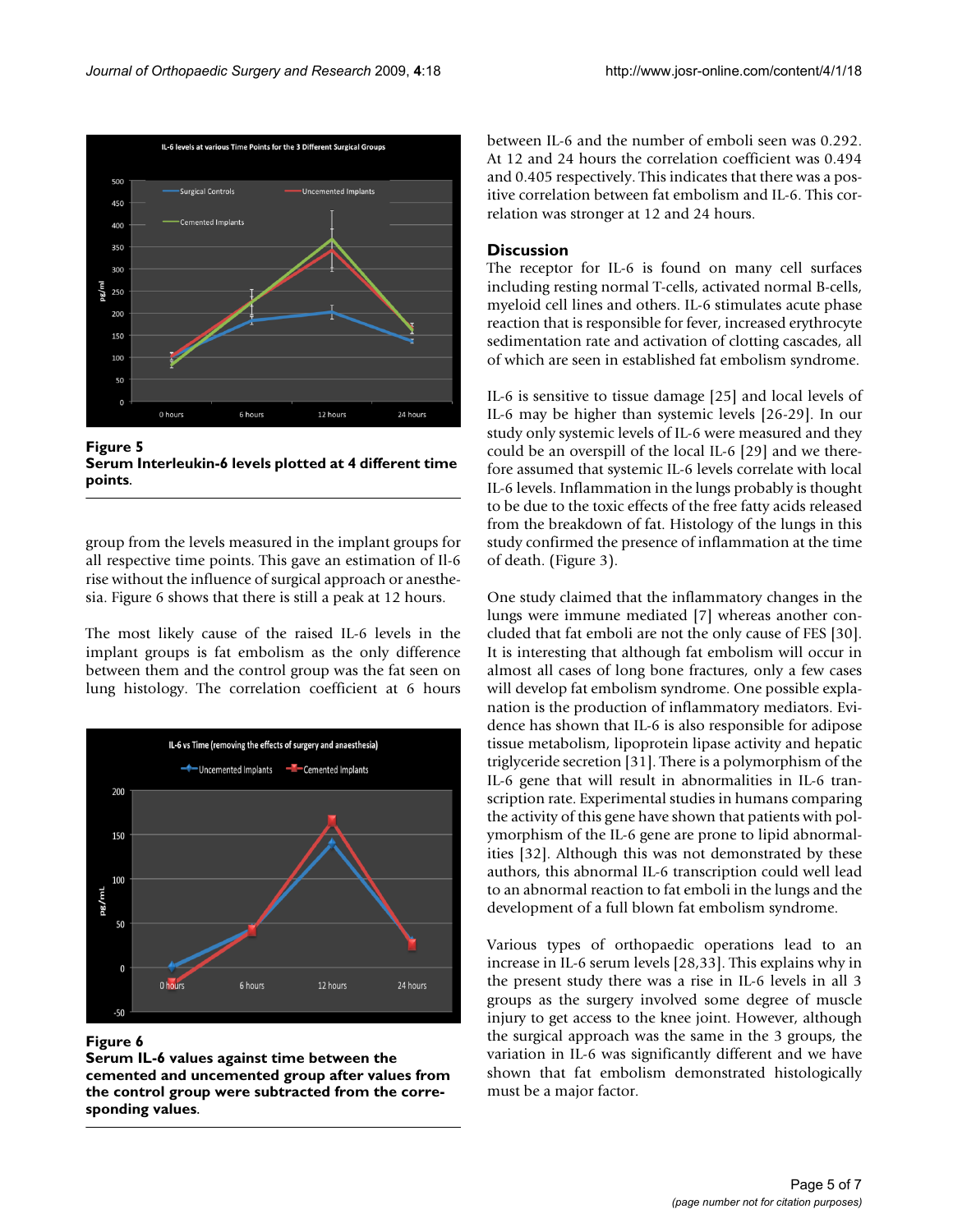**Figure 5**
**Serum Interleukin-6 levels plotted at 4 different time points**.

group from the levels measured in the implant groups for all respective time points. This gave an estimation of Il-6 rise without the influence of surgical approach or anesthesia. Figure 6 shows that there is still a peak at 12 hours.

The most likely cause of the raised IL-6 levels in the implant groups is fat embolism as the only difference between them and the control group was the fat seen on lung histology. The correlation coefficient at 6 hours between IL-6 and the number of emboli seen was 0.292. At 12 and 24 hours the correlation coefficient was 0.494 and 0.405 respectively. This indicates that there was a positive correlation between fat embolism and IL-6. This correlation was stronger at 12 and 24 hours.

**Figure 6**
**Serum IL-6 values against time between the cemented and uncemented group after values from the control group were subtracted from the corresponding values**.

## Discussion

The receptor for IL-6 is found on many cell surfaces including resting normal T-cells, activated normal B-cells, myeloid cell lines and others. IL-6 stimulates acute phase reaction that is responsible for fever, increased erythrocyte sedimentation rate and activation of clotting cascades, all of which are seen in established fat embolism syndrome.

IL-6 is sensitive to tissue damage [25] and local levels of IL-6 may be higher than systemic levels [26-29]. In our study only systemic levels of IL-6 were measured and they could be an overspill of the local IL-6 [29] and we therefore assumed that systemic IL-6 levels correlate with local IL-6 levels. Inflammation in the lungs probably is thought to be due to the toxic effects of the free fatty acids released from the breakdown of fat. Histology of the lungs in this study confirmed the presence of inflammation at the time of death. (Figure 3).

One study claimed that the inflammatory changes in the lungs were immune mediated [7] whereas another concluded that fat emboli are not the only cause of FES [30]. It is interesting that although fat embolism will occur in almost all cases of long bone fractures, only a few cases will develop fat embolism syndrome. One possible explanation is the production of inflammatory mediators. Evidence has shown that IL-6 is also responsible for adipose tissue metabolism, lipoprotein lipase activity and hepatic triglyceride secretion [31]. There is a polymorphism of the IL-6 gene that will result in abnormalities in IL-6 transcription rate. Experimental studies in humans comparing the activity of this gene have shown that patients with polymorphism of the IL-6 gene are prone to lipid abnormalities [32]. Although this was not demonstrated by these authors, this abnormal IL-6 transcription could well lead to an abnormal reaction to fat emboli in the lungs and the development of a full blown fat embolism syndrome.

Various types of orthopaedic operations lead to an increase in IL-6 serum levels [28,33]. This explains why in the present study there was a rise in IL-6 levels in all 3 groups as the surgery involved some degree of muscle injury to get access to the knee joint. However, although the surgical approach was the same in the 3 groups, the variation in IL-6 was significantly different and we have shown that fat embolism demonstrated histologically must be a major factor.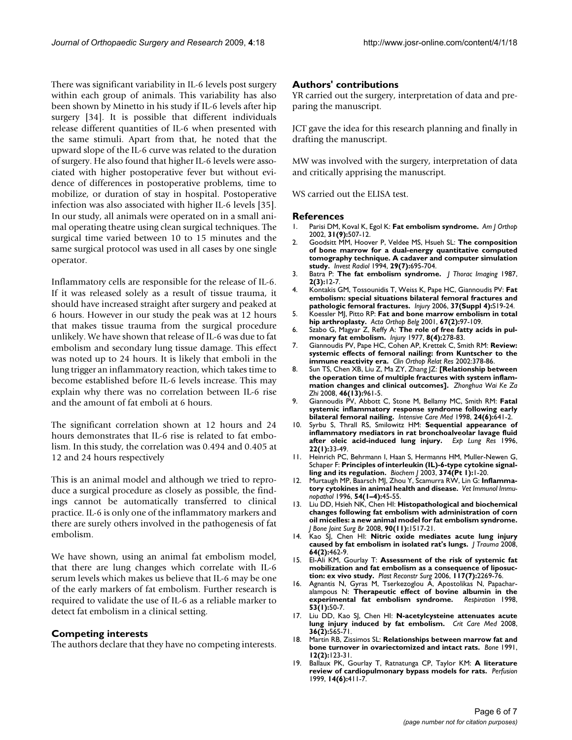There was significant variability in IL-6 levels post surgery within each group of animals. This variability has also been shown by Minetto in his study if IL-6 levels after hip surgery [34]. It is possible that different individuals release different quantities of IL-6 when presented with the same stimuli. Apart from that, he noted that the upward slope of the IL-6 curve was related to the duration of surgery. He also found that higher IL-6 levels were associated with higher postoperative fever but without evidence of differences in postoperative problems, time to mobilize, or duration of stay in hospital. Postoperative infection was also associated with higher IL-6 levels [35]. In our study, all animals were operated on in a small animal operating theatre using clean surgical techniques. The surgical time varied between 10 to 15 minutes and the same surgical protocol was used in all cases by one single operator.

Inflammatory cells are responsible for the release of IL-6. If it was released solely as a result of tissue trauma, it should have increased straight after surgery and peaked at 6 hours. However in our study the peak was at 12 hours that makes tissue trauma from the surgical procedure unlikely. We have shown that release of IL-6 was due to fat embolism and secondary lung tissue damage. This effect was noted up to 24 hours. It is likely that emboli in the lung trigger an inflammatory reaction, which takes time to become established before IL-6 levels increase. This may explain why there was no correlation between IL-6 rise and the amount of fat emboli at 6 hours.

The significant correlation shown at 12 hours and 24 hours demonstrates that IL-6 rise is related to fat embolism. In this study, the correlation was 0.494 and 0.405 at 12 and 24 hours respectively

This is an animal model and although we tried to reproduce a surgical procedure as closely as possible, the findings cannot be automatically transferred to clinical practice. IL-6 is only one of the inflammatory markers and there are surely others involved in the pathogenesis of fat embolism.

We have shown, using an animal fat embolism model, that there are lung changes which correlate with IL-6 serum levels which makes us believe that IL-6 may be one of the early markers of fat embolism. Further research is required to validate the use of IL-6 as a reliable marker to detect fat embolism in a clinical setting.

## Competing interests

The authors declare that they have no competing interests.

## Authors' contributions

YR carried out the surgery, interpretation of data and preparing the manuscript.

JCT gave the idea for this research planning and finally in drafting the manuscript.

MW was involved with the surgery, interpretation of data and critically apprising the manuscript.

WS carried out the ELISA test.

## References

1. Parisi DM, Koval K, Egol K: **Fat embolism syndrome.** *Am J Orthop* 2002, **31(9):**507-12.
2. Goodsitt MM, Hoover P, Veldee MS, Hsueh SL: **The composition of bone marrow for a dual-energy quantitative computed tomography technique. A cadaver and computer simulation study.** *Invest Radiol* 1994, **29(7):**695-704.
3. Batra P: **The fat embolism syndrome.** *J Thorac Imaging* 1987, **2(3):**12-7.
4. Kontakis GM, Tossounidis T, Weiss K, Pape HC, Giannoudis PV: **Fat embolism: special situations bilateral femoral fractures and pathologic femoral fractures.** *Injury* 2006, **37(Suppl 4):**S19-24.
5. Koessler MJ, Pitto RP: **Fat and bone marrow embolism in total hip arthroplasty.** *Acta Orthop Belg* 2001, **67(2):**97-109.
6. Szabo G, Magyar Z, Reffy A: **The role of free fatty acids in pulmonary fat embolism.** *Injury* 1977, **8(4):**278-83.
7. Giannoudis PV, Pape HC, Cohen AP, Krettek C, Smith RM: **Review: systemic effects of femoral nailing: from Kuntscher to the immune reactivity era.** *Clin Orthop Relat Res* 2002:378-86.
8. Sun TS, Chen XB, Liu Z, Ma ZY, Zhang JZ: **[Relationship between the operation time of multiple fractures with system inflammation changes and clinical outcomes].** *Zhonghua Wai Ke Za Zhi* 2008, **46(13):**961-5.
9. Giannoudis PV, Abbott C, Stone M, Bellamy MC, Smith RM: **Fatal systemic inflammatory response syndrome following early bilateral femoral nailing.** *Intensive Care Med* 1998, **24(6):**641-2.
10. Syrbu S, Thrall RS, Smilowitz HM: **Sequential appearance of inflammatory mediators in rat bronchoalveolar lavage fluid after oleic acid-induced lung injury.** *Exp Lung Res* 1996, **22(1):**33-49.
11. Heinrich PC, Behrmann I, Haan S, Hermanns HM, Muller-Newen G, Schaper F: **Principles of interleukin (IL)-6-type cytokine signalling and its regulation.** *Biochem J* 2003, **374(Pt 1):**1-20.
12. Murtaugh MP, Baarsch MJ, Zhou Y, Scamurra RW, Lin G: **Inflammatory cytokines in animal health and disease.** *Vet Immunol Immunopathol* 1996, **54(1–4):**45-55.
13. Liu DD, Hsieh NK, Chen HI: **Histopathological and biochemical changes following fat embolism with administration of corn oil micelles: a new animal model for fat embolism syndrome.** *J Bone Joint Surg Br* 2008, **90(11):**1517-21.
14. Kao SJ, Chen HI: **Nitric oxide mediates acute lung injury caused by fat embolism in isolated rat's lungs.** *J Trauma* 2008, **64(2):**462-9.
15. El-Ali KM, Gourlay T: **Assessment of the risk of systemic fat mobilization and fat embolism as a consequence of liposuction: ex vivo study.** *Plast Reconstr Surg* 2006, **117(7):**2269-76.
16. Agnantis N, Gyras M, Tserkezoglou A, Apostolikas N, Papacharalampous N: **Therapeutic effect of bovine albumin in the experimental fat embolism syndrome.** *Respiration* 1998, **53(1):**50-7.
17. Liu DD, Kao SJ, Chen HI: **N-acetylcysteine attenuates acute lung injury induced by fat embolism.** *Crit Care Med* 2008, **36(2):**565-71.
18. Martin RB, Zissimos SL: **Relationships between marrow fat and bone turnover in ovariectomized and intact rats.** *Bone* 1991, **12(2):**123-31.
19. Ballaux PK, Gourlay T, Ratnatunga CP, Taylor KM: **A literature review of cardiopulmonary bypass models for rats.** *Perfusion* 1999, **14(6):**411-7.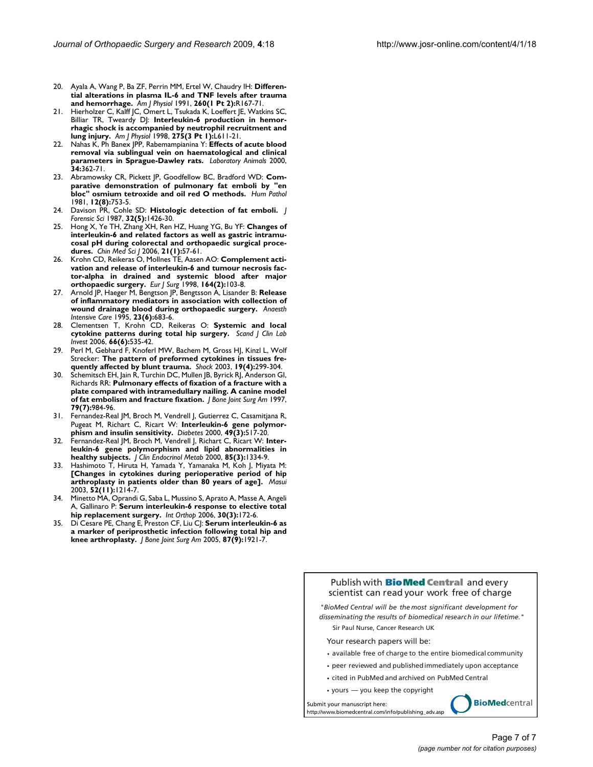20. Ayala A, Wang P, Ba ZF, Perrin MM, Ertel W, Chaudry IH: **Differential alterations in plasma IL-6 and TNF levels after trauma and hemorrhage.** *Am J Physiol* 1991, **260(1 Pt 2):**R167-71.
21. Hierholzer C, Kalff JC, Omert L, Tsukada K, Loeffert JE, Watkins SC, Billiar TR, Tweardy DJ: **Interleukin-6 production in hemorrhagic shock is accompanied by neutrophil recruitment and lung injury.** *Am J Physiol* 1998, **275(3 Pt 1):**L611-21.
22. Nahas K, Ph Banex JPP, Rabemampianina Y: **Effects of acute blood removal via sublingual vein on haematological and clinical parameters in Sprague-Dawley rats.** *Laboratory Animals* 2000, **34:**362-71.
23. Abramowsky CR, Pickett JP, Goodfellow BC, Bradford WD: **Comparative demonstration of pulmonary fat emboli by "en bloc" osmium tetroxide and oil red O methods.** *Hum Pathol* 1981, **12(8):**753-5.
24. Davison PR, Cohle SD: **Histologic detection of fat emboli.** *J Forensic Sci* 1987, **32(5):**1426-30.
25. Hong X, Ye TH, Zhang XH, Ren HZ, Huang YG, Bu YF: **Changes of interleukin-6 and related factors as well as gastric intramucosal pH during colorectal and orthopaedic surgical procedures.** *Chin Med Sci J* 2006, **21(1):**57-61.
26. Krohn CD, Reikeras O, Mollnes TE, Aasen AO: **Complement activation and release of interleukin-6 and tumour necrosis factor-alpha in drained and systemic blood after major orthopaedic surgery.** *Eur J Surg* 1998, **164(2):**103-8.
27. Arnold JP, Haeger M, Bengtson JP, Bengtsson A, Lisander B: **Release of inflammatory mediators in association with collection of wound drainage blood during orthopaedic surgery.** *Anaesth Intensive Care* 1995, **23(6):**683-6.
28. Clementsen T, Krohn CD, Reikeras O: **Systemic and local cytokine patterns during total hip surgery.** *Scand J Clin Lab Invest* 2006, **66(6):**535-42.
29. Perl M, Gebhard F, Knoferl MW, Bachem M, Gross HJ, Kinzl L, Wolf Strecker: **The pattern of preformed cytokines in tissues frequently affected by blunt trauma.** *Shock* 2003, **19(4):**299-304.
30. Schemitsch EH, Jain R, Turchin DC, Mullen JB, Byrick RJ, Anderson GI, Richards RR: **Pulmonary effects of fixation of a fracture with a plate compared with intramedullary nailing. A canine model of fat embolism and fracture fixation.** *J Bone Joint Surg Am* 1997, **79(7):**984-96.
31. Fernandez-Real JM, Broch M, Vendrell J, Gutierrez C, Casamitjana R, Pugeat M, Richart C, Ricart W: **Interleukin-6 gene polymorphism and insulin sensitivity.** *Diabetes* 2000, **49(3):**517-20.
32. Fernandez-Real JM, Broch M, Vendrell J, Richart C, Ricart W: **Interleukin-6 gene polymorphism and lipid abnormalities in healthy subjects.** *J Clin Endocrinol Metab* 2000, **85(3):**1334-9.
33. Hashimoto T, Hiruta H, Yamada Y, Yamanaka M, Koh J, Miyata M: **[Changes in cytokines during perioperative period of hip arthroplasty in patients older than 80 years of age].** *Masui* 2003, **52(11):**1214-7.
34. Minetto MA, Oprandi G, Saba L, Mussino S, Aprato A, Masse A, Angeli A, Gallinaro P: **Serum interleukin-6 response to elective total hip replacement surgery.** *Int Orthop* 2006, **30(3):**172-6.
35. Di Cesare PE, Chang E, Preston CF, Liu CJ: **Serum interleukin-6 as a marker of periprosthetic infection following total hip and knee arthroplasty.** *J Bone Joint Surg Am* 2005, **87(9):**1921-7.

Publish with **BioMed Central** and every scientist can read your work free of charge

*"BioMed Central will be the most significant development for disseminating the results of biomedical research in our lifetime."*

Sir Paul Nurse, Cancer Research UK

Your research papers will be:

- available free of charge to the entire biomedical community
- peer reviewed and published immediately upon acceptance
- cited in PubMed and archived on PubMed Central
- yours — you keep the copyright

Submit your manuscript here:
http://www.biomedcentral.com/info/publishing_adv.asp

**BioMed**central